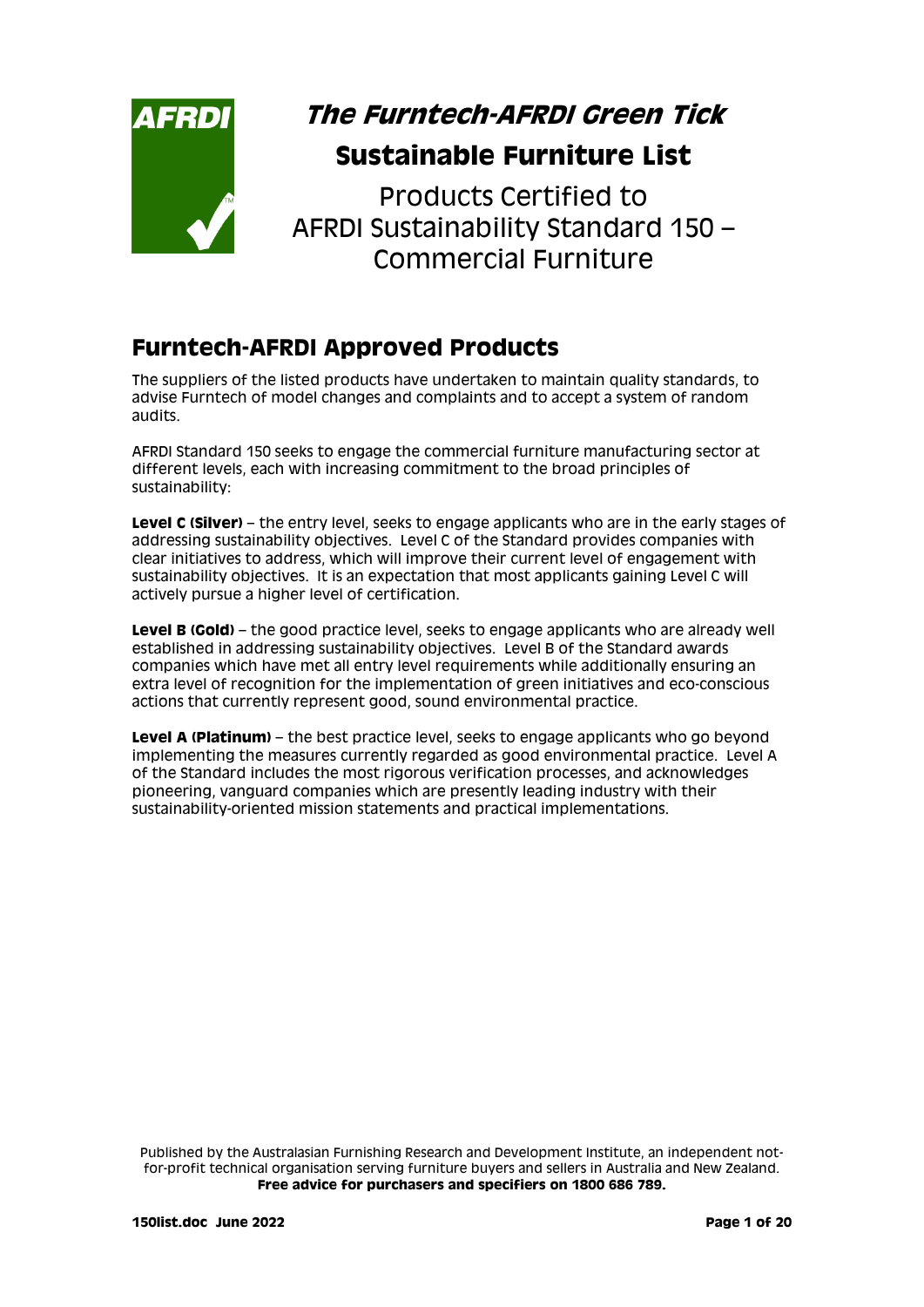# *The Furntech-AFRDI Green Tick*

## Sustainable Furniture List

Products Certified to
AFRDI Sustainability Standard 150 –
Commercial Furniture

## Furntech-AFRDI Approved Products

The suppliers of the listed products have undertaken to maintain quality standards, to advise Furntech of model changes and complaints and to accept a system of random audits.

AFRDI Standard 150 seeks to engage the commercial furniture manufacturing sector at different levels, each with increasing commitment to the broad principles of sustainability:

**Level C (Silver)** – the entry level, seeks to engage applicants who are in the early stages of addressing sustainability objectives. Level C of the Standard provides companies with clear initiatives to address, which will improve their current level of engagement with sustainability objectives. It is an expectation that most applicants gaining Level C will actively pursue a higher level of certification.

**Level B (Gold)** – the good practice level, seeks to engage applicants who are already well established in addressing sustainability objectives. Level B of the Standard awards companies which have met all entry level requirements while additionally ensuring an extra level of recognition for the implementation of green initiatives and eco-conscious actions that currently represent good, sound environmental practice.

**Level A (Platinum)** – the best practice level, seeks to engage applicants who go beyond implementing the measures currently regarded as good environmental practice. Level A of the Standard includes the most rigorous verification processes, and acknowledges pioneering, vanguard companies which are presently leading industry with their sustainability-oriented mission statements and practical implementations.

Published by the Australasian Furnishing Research and Development Institute, an independent not-for-profit technical organisation serving furniture buyers and sellers in Australia and New Zealand.
**Free advice for purchasers and specifiers on 1800 686 789.**

**150list.doc June 2022**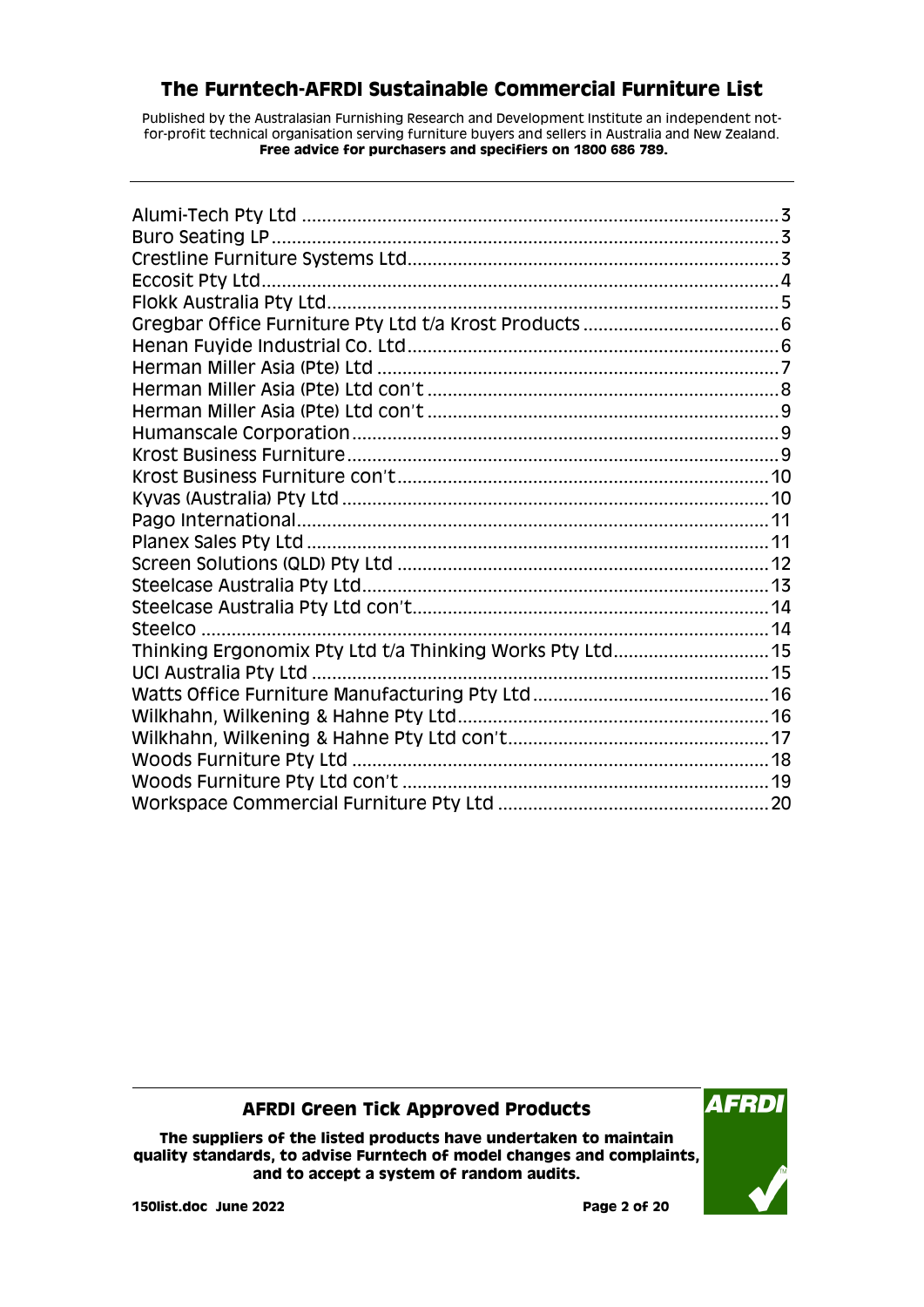# The Furntech-AFRDI Sustainable Commercial Furniture List

Published by the Australasian Furnishing Research and Development Institute an independent not-for-profit technical organisation serving furniture buyers and sellers in Australia and New Zealand.
**Free advice for purchasers and specifiers on 1800 686 789.**

---

| | |
|---|---|
| Alumi-Tech Pty Ltd | 3 |
| Buro Seating LP | 3 |
| Crestline Furniture Systems Ltd | 3 |
| Eccosit Pty Ltd | 4 |
| Flokk Australia Pty Ltd | 5 |
| Gregbar Office Furniture Pty Ltd t/a Krost Products | 6 |
| Henan Fuyide Industrial Co. Ltd | 6 |
| Herman Miller Asia (Pte) Ltd | 7 |
| Herman Miller Asia (Pte) Ltd con't | 8 |
| Herman Miller Asia (Pte) Ltd con't | 9 |
| Humanscale Corporation | 9 |
| Krost Business Furniture | 9 |
| Krost Business Furniture con't | 10 |
| Kyvas (Australia) Pty Ltd | 10 |
| Pago International | 11 |
| Planex Sales Pty Ltd | 11 |
| Screen Solutions (QLD) Pty Ltd | 12 |
| Steelcase Australia Pty Ltd | 13 |
| Steelcase Australia Pty Ltd con't | 14 |
| Steelco | 14 |
| Thinking Ergonomix Pty Ltd t/a Thinking Works Pty Ltd | 15 |
| UCI Australia Pty Ltd | 15 |
| Watts Office Furniture Manufacturing Pty Ltd | 16 |
| Wilkhahn, Wilkening & Hahne Pty Ltd | 16 |
| Wilkhahn, Wilkening & Hahne Pty Ltd con't | 17 |
| Woods Furniture Pty Ltd | 18 |
| Woods Furniture Pty Ltd con't | 19 |
| Workspace Commercial Furniture Pty Ltd | 20 |

---

**AFRDI Green Tick Approved Products**

**The suppliers of the listed products have undertaken to maintain quality standards, to advise Furntech of model changes and complaints, and to accept a system of random audits.**

**150list.doc June 2022**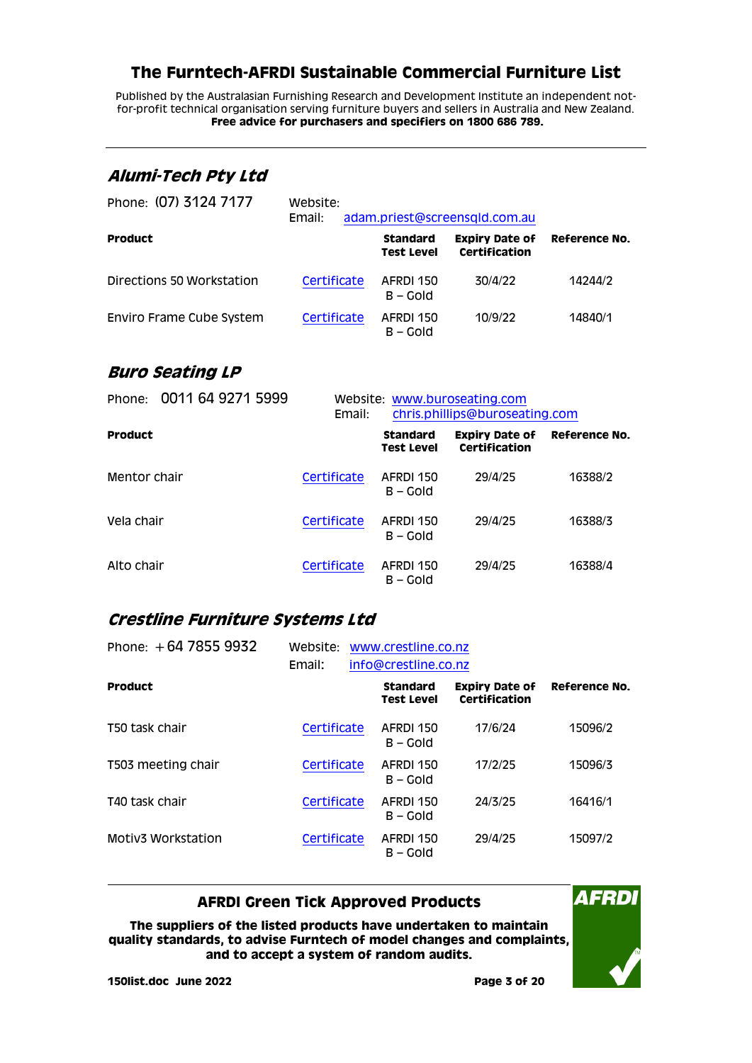# The Furntech-AFRDI Sustainable Commercial Furniture List

Published by the Australasian Furnishing Research and Development Institute an independent not-for-profit technical organisation serving furniture buyers and sellers in Australia and New Zealand.
**Free advice for purchasers and specifiers on 1800 686 789.**

---

## *Alumi-Tech Pty Ltd*

Phone: (07) 3124 7177

Website:
Email: adam.priest@screensqld.com.au

| Product | | Standard Test Level | Expiry Date of Certification | Reference No. |
|---|---|---|---|---|
| Directions 50 Workstation | Certificate | AFRDI 150 B – Gold | 30/4/22 | 14244/2 |
| Enviro Frame Cube System | Certificate | AFRDI 150 B – Gold | 10/9/22 | 14840/1 |

## *Buro Seating LP*

Phone: 0011 64 9271 5999

Website: www.buroseating.com
Email: chris.phillips@buroseating.com

| Product | | Standard Test Level | Expiry Date of Certification | Reference No. |
|---|---|---|---|---|
| Mentor chair | Certificate | AFRDI 150 B – Gold | 29/4/25 | 16388/2 |
| Vela chair | Certificate | AFRDI 150 B – Gold | 29/4/25 | 16388/3 |
| Alto chair | Certificate | AFRDI 150 B – Gold | 29/4/25 | 16388/4 |

## *Crestline Furniture Systems Ltd*

Phone: +64 7855 9932

Website: www.crestline.co.nz
Email: info@crestline.co.nz

| Product | | Standard Test Level | Expiry Date of Certification | Reference No. |
|---|---|---|---|---|
| T50 task chair | Certificate | AFRDI 150 B – Gold | 17/6/24 | 15096/2 |
| T503 meeting chair | Certificate | AFRDI 150 B – Gold | 17/2/25 | 15096/3 |
| T40 task chair | Certificate | AFRDI 150 B – Gold | 24/3/25 | 16416/1 |
| Motiv3 Workstation | Certificate | AFRDI 150 B – Gold | 29/4/25 | 15097/2 |

---

**AFRDI Green Tick Approved Products**

**The suppliers of the listed products have undertaken to maintain quality standards, to advise Furntech of model changes and complaints, and to accept a system of random audits.**

**150list.doc June 2022**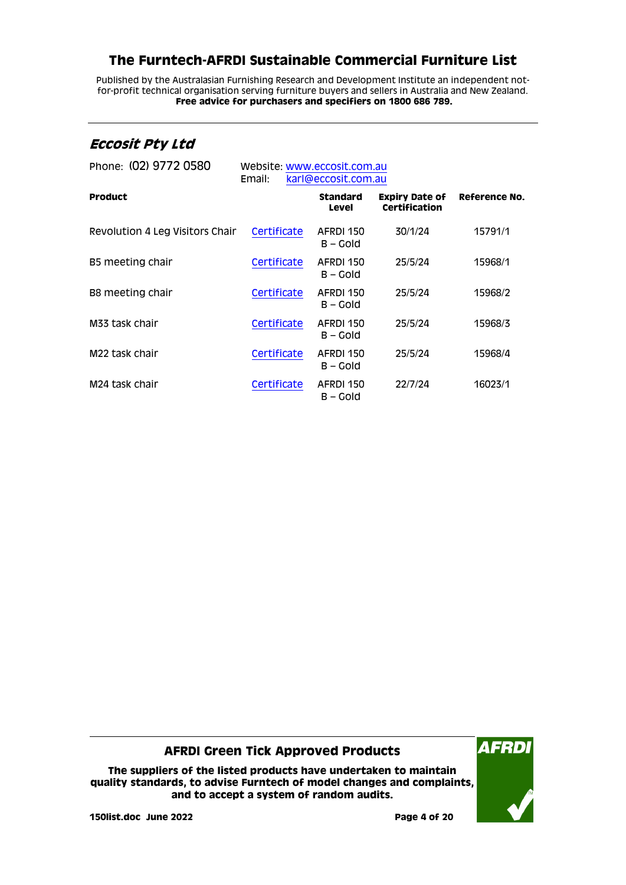# The Furntech-AFRDI Sustainable Commercial Furniture List

Published by the Australasian Furnishing Research and Development Institute an independent not-for-profit technical organisation serving furniture buyers and sellers in Australia and New Zealand.
**Free advice for purchasers and specifiers on 1800 686 789.**

## *Eccosit Pty Ltd*

Phone: (02) 9772 0580

Website: www.eccosit.com.au
Email: karl@eccosit.com.au

| Product | | Standard Level | Expiry Date of Certification | Reference No. |
|---|---|---|---|---|
| Revolution 4 Leg Visitors Chair | Certificate | AFRDI 150 B – Gold | 30/1/24 | 15791/1 |
| B5 meeting chair | Certificate | AFRDI 150 B – Gold | 25/5/24 | 15968/1 |
| B8 meeting chair | Certificate | AFRDI 150 B – Gold | 25/5/24 | 15968/2 |
| M33 task chair | Certificate | AFRDI 150 B – Gold | 25/5/24 | 15968/3 |
| M22 task chair | Certificate | AFRDI 150 B – Gold | 25/5/24 | 15968/4 |
| M24 task chair | Certificate | AFRDI 150 B – Gold | 22/7/24 | 16023/1 |

**AFRDI Green Tick Approved Products**

**The suppliers of the listed products have undertaken to maintain quality standards, to advise Furntech of model changes and complaints, and to accept a system of random audits.**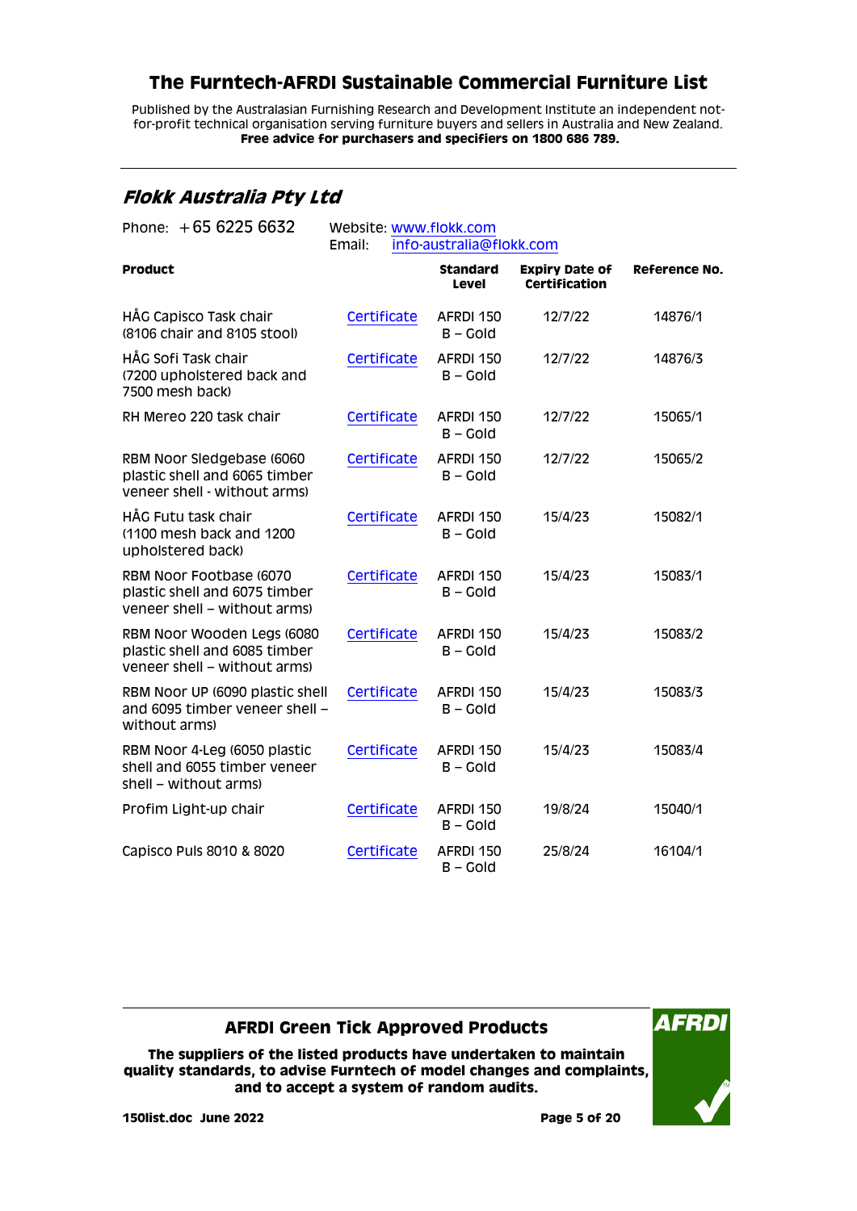# The Furntech-AFRDI Sustainable Commercial Furniture List

Published by the Australasian Furnishing Research and Development Institute an independent not-for-profit technical organisation serving furniture buyers and sellers in Australia and New Zealand.
**Free advice for purchasers and specifiers on 1800 686 789.**

## *Flokk Australia Pty Ltd*

Phone: +65 6225 6632

Website: www.flokk.com
Email: info-australia@flokk.com

| Product | | Standard Level | Expiry Date of Certification | Reference No. |
|---|---|---|---|---|
| HÅG Capisco Task chair (8106 chair and 8105 stool) | Certificate | AFRDI 150 B – Gold | 12/7/22 | 14876/1 |
| HÅG Sofi Task chair (7200 upholstered back and 7500 mesh back) | Certificate | AFRDI 150 B – Gold | 12/7/22 | 14876/3 |
| RH Mereo 220 task chair | Certificate | AFRDI 150 B – Gold | 12/7/22 | 15065/1 |
| RBM Noor Sledgebase (6060 plastic shell and 6065 timber veneer shell - without arms) | Certificate | AFRDI 150 B – Gold | 12/7/22 | 15065/2 |
| HÅG Futu task chair (1100 mesh back and 1200 upholstered back) | Certificate | AFRDI 150 B – Gold | 15/4/23 | 15082/1 |
| RBM Noor Footbase (6070 plastic shell and 6075 timber veneer shell – without arms) | Certificate | AFRDI 150 B – Gold | 15/4/23 | 15083/1 |
| RBM Noor Wooden Legs (6080 plastic shell and 6085 timber veneer shell – without arms) | Certificate | AFRDI 150 B – Gold | 15/4/23 | 15083/2 |
| RBM Noor UP (6090 plastic shell and 6095 timber veneer shell – without arms) | Certificate | AFRDI 150 B – Gold | 15/4/23 | 15083/3 |
| RBM Noor 4-Leg (6050 plastic shell and 6055 timber veneer shell – without arms) | Certificate | AFRDI 150 B – Gold | 15/4/23 | 15083/4 |
| Profim Light-up chair | Certificate | AFRDI 150 B – Gold | 19/8/24 | 15040/1 |
| Capisco Puls 8010 & 8020 | Certificate | AFRDI 150 B – Gold | 25/8/24 | 16104/1 |

**AFRDI Green Tick Approved Products**

**The suppliers of the listed products have undertaken to maintain quality standards, to advise Furntech of model changes and complaints, and to accept a system of random audits.**

**150list.doc June 2022**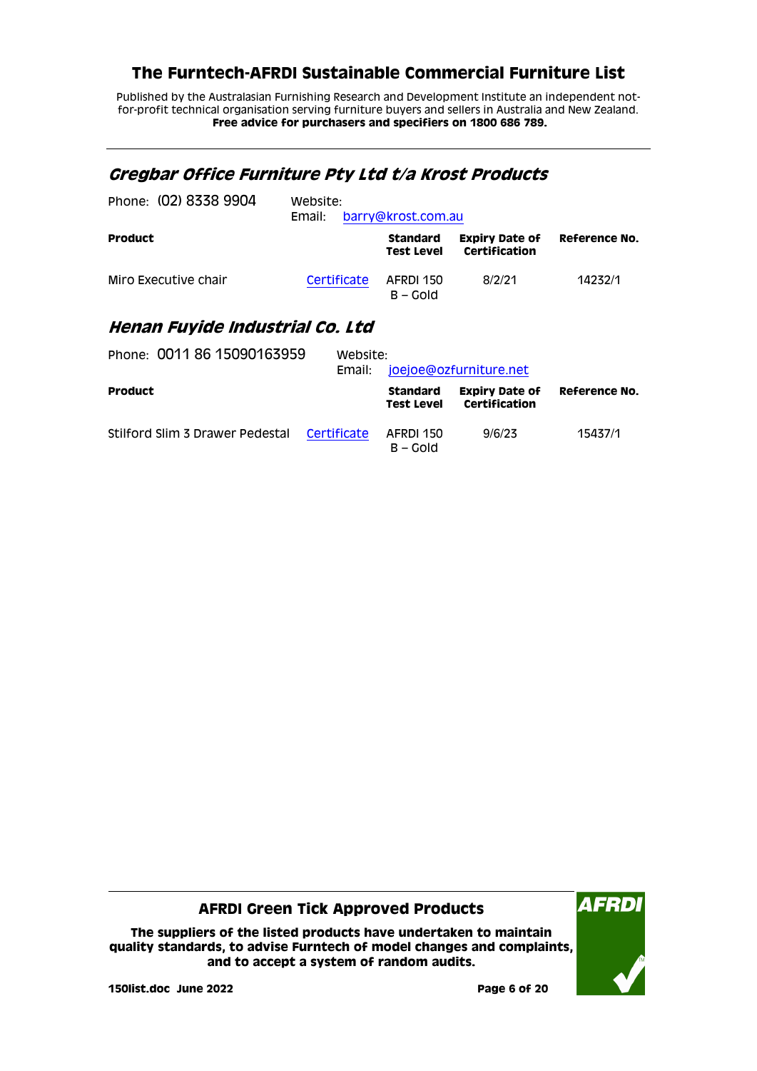# The Furntech-AFRDI Sustainable Commercial Furniture List

Published by the Australasian Furnishing Research and Development Institute an independent not-for-profit technical organisation serving furniture buyers and sellers in Australia and New Zealand.
**Free advice for purchasers and specifiers on 1800 686 789.**

---

## *Gregbar Office Furniture Pty Ltd t/a Krost Products*

Phone: (02) 8338 9904 Website:
Email: barry@krost.com.au

| Product | | Standard Test Level | Expiry Date of Certification | Reference No. |
|---|---|---|---|---|
| Miro Executive chair | Certificate | AFRDI 150 B – Gold | 8/2/21 | 14232/1 |

## *Henan Fuyide Industrial Co. Ltd*

Phone: 0011 86 15090163959 Website:
Email: joejoe@ozfurniture.net

| Product | | Standard Test Level | Expiry Date of Certification | Reference No. |
|---|---|---|---|---|
| Stilford Slim 3 Drawer Pedestal | Certificate | AFRDI 150 B – Gold | 9/6/23 | 15437/1 |

---

**AFRDI Green Tick Approved Products**

**The suppliers of the listed products have undertaken to maintain quality standards, to advise Furntech of model changes and complaints, and to accept a system of random audits.**

**150list.doc June 2022**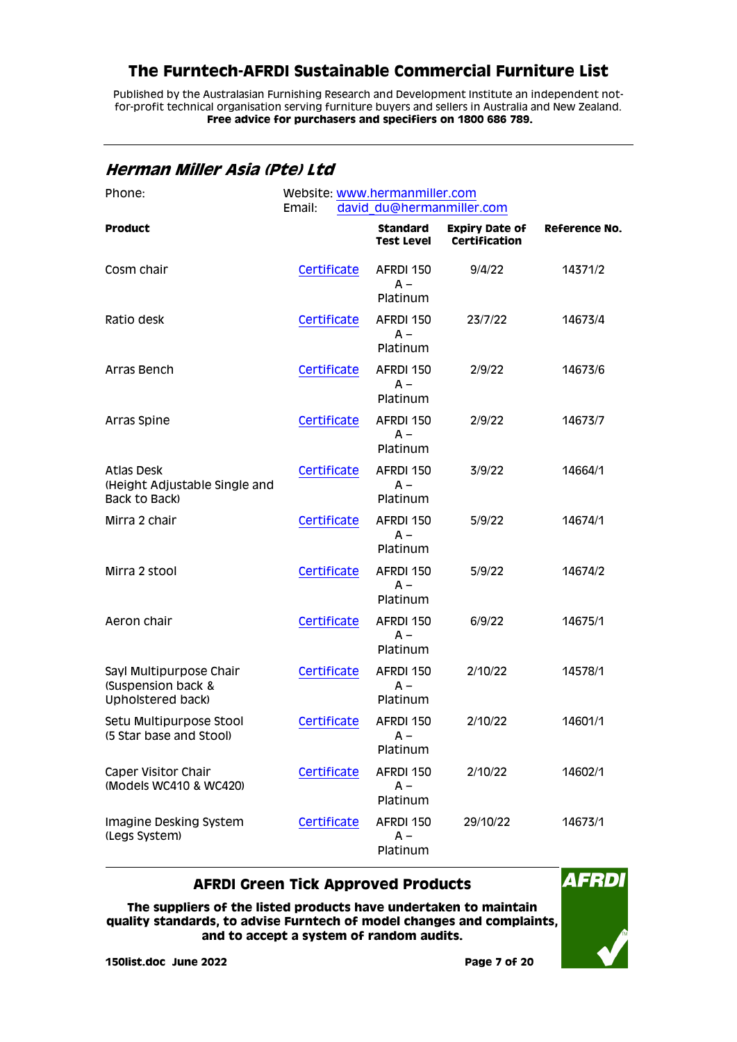# The Furntech-AFRDI Sustainable Commercial Furniture List

Published by the Australasian Furnishing Research and Development Institute an independent not-for-profit technical organisation serving furniture buyers and sellers in Australia and New Zealand.
**Free advice for purchasers and specifiers on 1800 686 789.**

## *Herman Miller Asia (Pte) Ltd*

Phone:

Website: www.hermanmiller.com
Email: david_du@hermanmiller.com

| Product | | Standard Test Level | Expiry Date of Certification | Reference No. |
|---|---|---|---|---|
| Cosm chair | Certificate | AFRDI 150 A – Platinum | 9/4/22 | 14371/2 |
| Ratio desk | Certificate | AFRDI 150 A – Platinum | 23/7/22 | 14673/4 |
| Arras Bench | Certificate | AFRDI 150 A – Platinum | 2/9/22 | 14673/6 |
| Arras Spine | Certificate | AFRDI 150 A – Platinum | 2/9/22 | 14673/7 |
| Atlas Desk (Height Adjustable Single and Back to Back) | Certificate | AFRDI 150 A – Platinum | 3/9/22 | 14664/1 |
| Mirra 2 chair | Certificate | AFRDI 150 A – Platinum | 5/9/22 | 14674/1 |
| Mirra 2 stool | Certificate | AFRDI 150 A – Platinum | 5/9/22 | 14674/2 |
| Aeron chair | Certificate | AFRDI 150 A – Platinum | 6/9/22 | 14675/1 |
| Sayl Multipurpose Chair (Suspension back & Upholstered back) | Certificate | AFRDI 150 A – Platinum | 2/10/22 | 14578/1 |
| Setu Multipurpose Stool (5 Star base and Stool) | Certificate | AFRDI 150 A – Platinum | 2/10/22 | 14601/1 |
| Caper Visitor Chair (Models WC410 & WC420) | Certificate | AFRDI 150 A – Platinum | 2/10/22 | 14602/1 |
| Imagine Desking System (Legs System) | Certificate | AFRDI 150 A – Platinum | 29/10/22 | 14673/1 |

**AFRDI Green Tick Approved Products**

**The suppliers of the listed products have undertaken to maintain quality standards, to advise Furntech of model changes and complaints, and to accept a system of random audits.**

**150list.doc June 2022**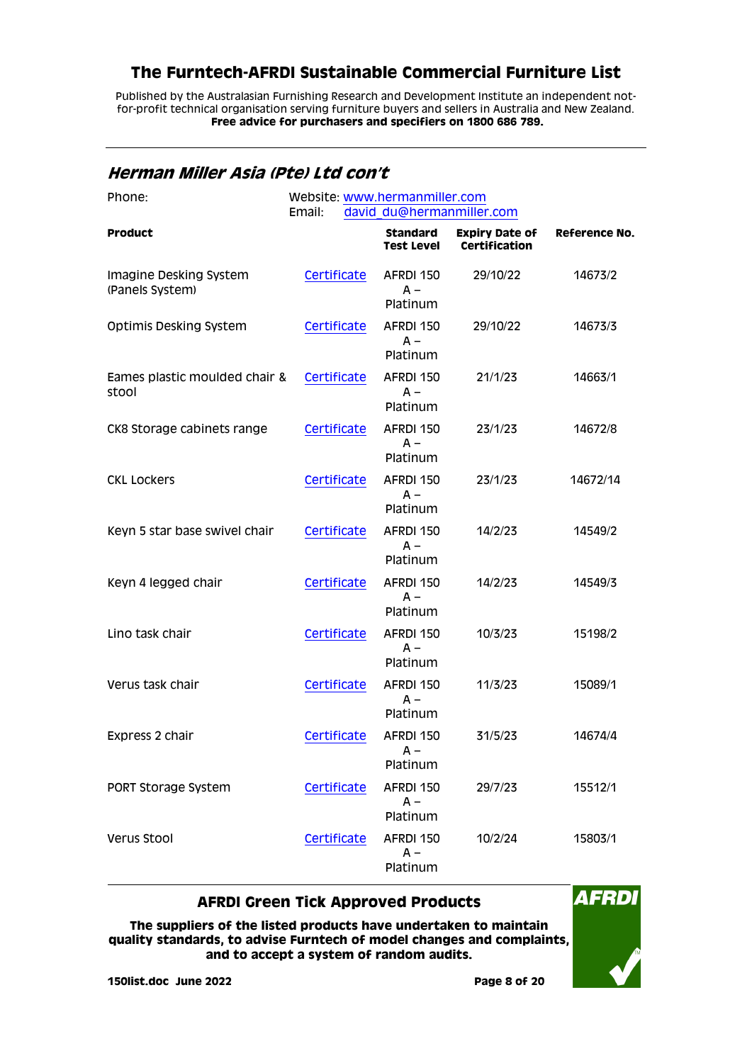# The Furntech-AFRDI Sustainable Commercial Furniture List

Published by the Australasian Furnishing Research and Development Institute an independent not-for-profit technical organisation serving furniture buyers and sellers in Australia and New Zealand.
**Free advice for purchasers and specifiers on 1800 686 789.**

## *Herman Miller Asia (Pte) Ltd con't*

Phone:
Website: www.hermanmiller.com
Email: david_du@hermanmiller.com

| Product | | Standard Test Level | Expiry Date of Certification | Reference No. |
|---|---|---|---|---|
| Imagine Desking System (Panels System) | Certificate | AFRDI 150 A – Platinum | 29/10/22 | 14673/2 |
| Optimis Desking System | Certificate | AFRDI 150 A – Platinum | 29/10/22 | 14673/3 |
| Eames plastic moulded chair & stool | Certificate | AFRDI 150 A – Platinum | 21/1/23 | 14663/1 |
| CK8 Storage cabinets range | Certificate | AFRDI 150 A – Platinum | 23/1/23 | 14672/8 |
| CKL Lockers | Certificate | AFRDI 150 A – Platinum | 23/1/23 | 14672/14 |
| Keyn 5 star base swivel chair | Certificate | AFRDI 150 A – Platinum | 14/2/23 | 14549/2 |
| Keyn 4 legged chair | Certificate | AFRDI 150 A – Platinum | 14/2/23 | 14549/3 |
| Lino task chair | Certificate | AFRDI 150 A – Platinum | 10/3/23 | 15198/2 |
| Verus task chair | Certificate | AFRDI 150 A – Platinum | 11/3/23 | 15089/1 |
| Express 2 chair | Certificate | AFRDI 150 A – Platinum | 31/5/23 | 14674/4 |
| PORT Storage System | Certificate | AFRDI 150 A – Platinum | 29/7/23 | 15512/1 |
| Verus Stool | Certificate | AFRDI 150 A – Platinum | 10/2/24 | 15803/1 |

**AFRDI Green Tick Approved Products**

**The suppliers of the listed products have undertaken to maintain quality standards, to advise Furntech of model changes and complaints, and to accept a system of random audits.**

**150list.doc June 2022**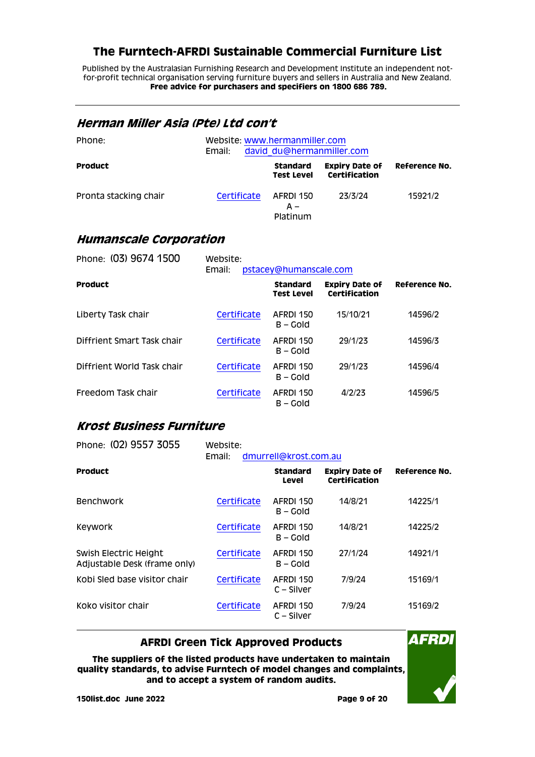# The Furntech-AFRDI Sustainable Commercial Furniture List

Published by the Australasian Furnishing Research and Development Institute an independent not-for-profit technical organisation serving furniture buyers and sellers in Australia and New Zealand.
**Free advice for purchasers and specifiers on 1800 686 789.**

## *Herman Miller Asia (Pte) Ltd con't*

Phone:
Website: www.hermanmiller.com
Email: david_du@hermanmiller.com

| Product | | Standard Test Level | Expiry Date of Certification | Reference No. |
|---|---|---|---|---|
| Pronta stacking chair | Certificate | AFRDI 150 A – Platinum | 23/3/24 | 15921/2 |

## *Humanscale Corporation*

Phone: (03) 9674 1500
Website:
Email: pstacey@humanscale.com

| Product | | Standard Test Level | Expiry Date of Certification | Reference No. |
|---|---|---|---|---|
| Liberty Task chair | Certificate | AFRDI 150 B – Gold | 15/10/21 | 14596/2 |
| Diffrient Smart Task chair | Certificate | AFRDI 150 B – Gold | 29/1/23 | 14596/3 |
| Diffrient World Task chair | Certificate | AFRDI 150 B – Gold | 29/1/23 | 14596/4 |
| Freedom Task chair | Certificate | AFRDI 150 B – Gold | 4/2/23 | 14596/5 |

## *Krost Business Furniture*

Phone: (02) 9557 3055
Website:
Email: dmurrell@krost.com.au

| Product | | Standard Level | Expiry Date of Certification | Reference No. |
|---|---|---|---|---|
| Benchwork | Certificate | AFRDI 150 B – Gold | 14/8/21 | 14225/1 |
| Keywork | Certificate | AFRDI 150 B – Gold | 14/8/21 | 14225/2 |
| Swish Electric Height Adjustable Desk (frame only) | Certificate | AFRDI 150 B – Gold | 27/1/24 | 14921/1 |
| Kobi Sled base visitor chair | Certificate | AFRDI 150 C – Silver | 7/9/24 | 15169/1 |
| Koko visitor chair | Certificate | AFRDI 150 C – Silver | 7/9/24 | 15169/2 |

**AFRDI Green Tick Approved Products**

**The suppliers of the listed products have undertaken to maintain quality standards, to advise Furntech of model changes and complaints, and to accept a system of random audits.**

**150list.doc June 2022**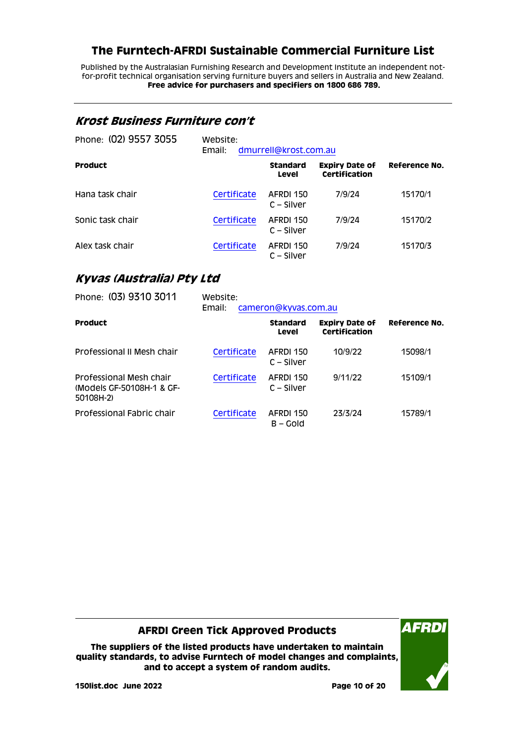## Krost Business Furniture con't

Phone: (02) 9557 3055

Website:
Email: dmurrell@krost.com.au

| Product | | Standard Level | Expiry Date of Certification | Reference No. |
|---|---|---|---|---|
| Hana task chair | Certificate | AFRDI 150 C – Silver | 7/9/24 | 15170/1 |
| Sonic task chair | Certificate | AFRDI 150 C – Silver | 7/9/24 | 15170/2 |
| Alex task chair | Certificate | AFRDI 150 C – Silver | 7/9/24 | 15170/3 |

## Kyvas (Australia) Pty Ltd

Phone: (03) 9310 3011

Website:
Email: cameron@kyvas.com.au

| Product | | Standard Level | Expiry Date of Certification | Reference No. |
|---|---|---|---|---|
| Professional II Mesh chair | Certificate | AFRDI 150 C – Silver | 10/9/22 | 15098/1 |
| Professional Mesh chair (Models GF-50108H-1 & GF-50108H-2) | Certificate | AFRDI 150 C – Silver | 9/11/22 | 15109/1 |
| Professional Fabric chair | Certificate | AFRDI 150 B – Gold | 23/3/24 | 15789/1 |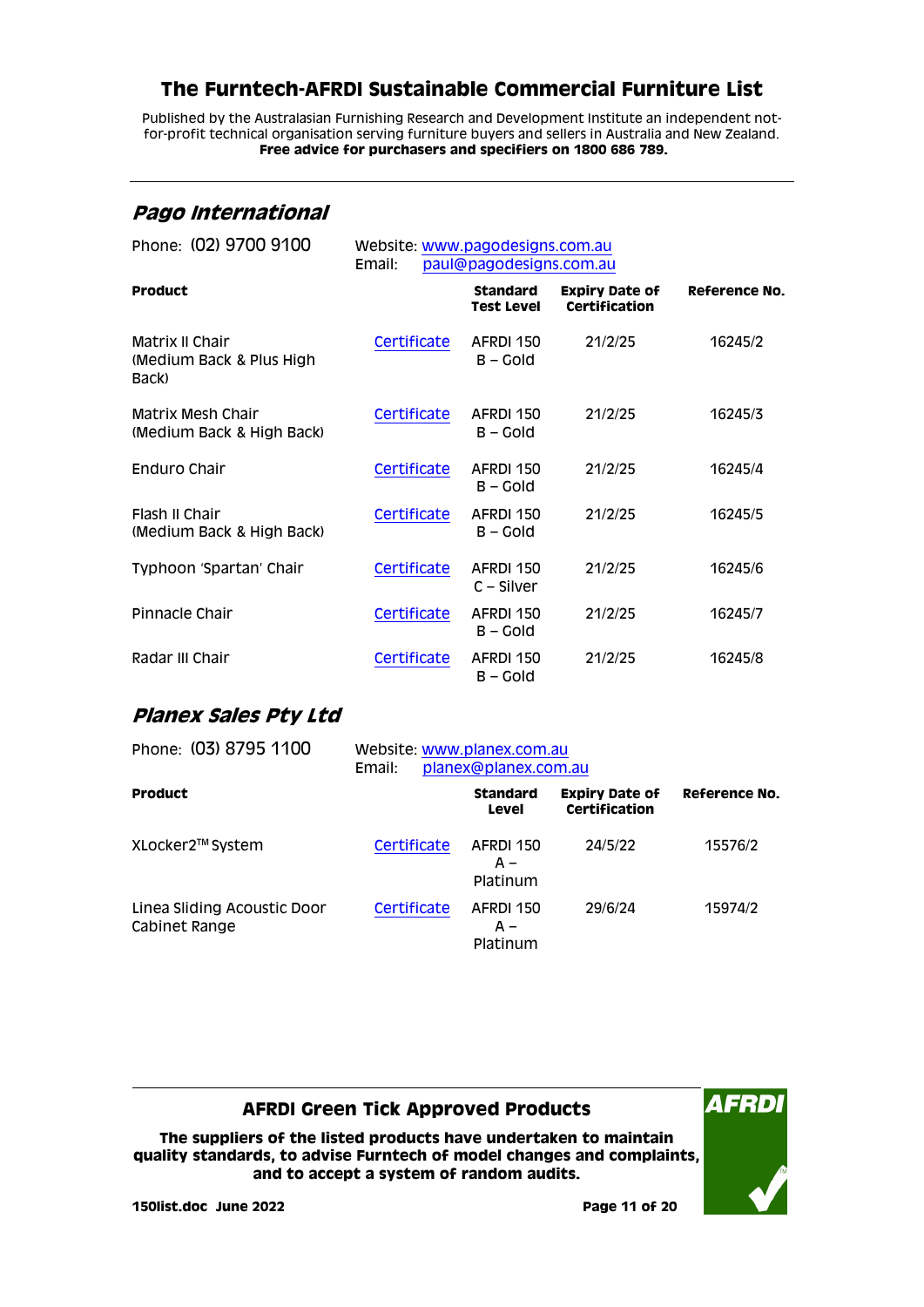# The Furntech-AFRDI Sustainable Commercial Furniture List

Published by the Australasian Furnishing Research and Development Institute an independent not-for-profit technical organisation serving furniture buyers and sellers in Australia and New Zealand.
**Free advice for purchasers and specifiers on 1800 686 789.**

## *Pago International*

Phone: (02) 9700 9100

Website: www.pagodesigns.com.au
Email: paul@pagodesigns.com.au

| Product | | Standard Test Level | Expiry Date of Certification | Reference No. |
|---|---|---|---|---|
| Matrix II Chair (Medium Back & Plus High Back) | Certificate | AFRDI 150 B – Gold | 21/2/25 | 16245/2 |
| Matrix Mesh Chair (Medium Back & High Back) | Certificate | AFRDI 150 B – Gold | 21/2/25 | 16245/3 |
| Enduro Chair | Certificate | AFRDI 150 B – Gold | 21/2/25 | 16245/4 |
| Flash II Chair (Medium Back & High Back) | Certificate | AFRDI 150 B – Gold | 21/2/25 | 16245/5 |
| Typhoon 'Spartan' Chair | Certificate | AFRDI 150 C – Silver | 21/2/25 | 16245/6 |
| Pinnacle Chair | Certificate | AFRDI 150 B – Gold | 21/2/25 | 16245/7 |
| Radar III Chair | Certificate | AFRDI 150 B – Gold | 21/2/25 | 16245/8 |

## *Planex Sales Pty Ltd*

Phone: (03) 8795 1100

Website: www.planex.com.au
Email: planex@planex.com.au

| Product | | Standard Level | Expiry Date of Certification | Reference No. |
|---|---|---|---|---|
| XLocker2™ System | Certificate | AFRDI 150 A – Platinum | 24/5/22 | 15576/2 |
| Linea Sliding Acoustic Door Cabinet Range | Certificate | AFRDI 150 A – Platinum | 29/6/24 | 15974/2 |

**AFRDI Green Tick Approved Products**

**The suppliers of the listed products have undertaken to maintain quality standards, to advise Furntech of model changes and complaints, and to accept a system of random audits.**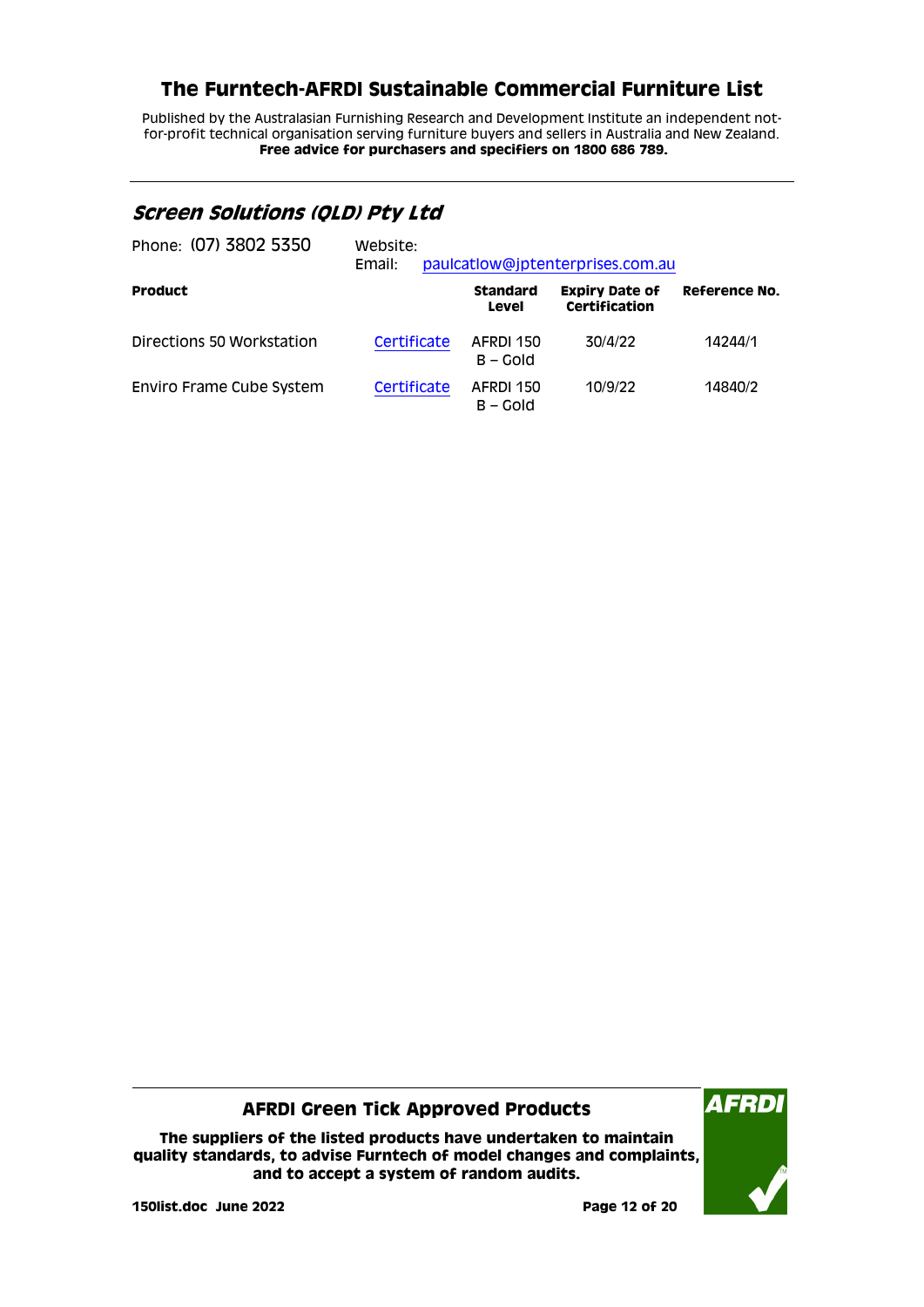# The Furntech-AFRDI Sustainable Commercial Furniture List

Published by the Australasian Furnishing Research and Development Institute an independent not-for-profit technical organisation serving furniture buyers and sellers in Australia and New Zealand.
**Free advice for purchasers and specifiers on 1800 686 789.**

## *Screen Solutions (QLD) Pty Ltd*

Phone: (07) 3802 5350

Website:
Email: paulcatlow@jptenterprises.com.au

| **Product** | | **Standard Level** | **Expiry Date of Certification** | **Reference No.** |
|---|---|---|---|---|
| Directions 50 Workstation | Certificate | AFRDI 150 B – Gold | 30/4/22 | 14244/1 |
| Enviro Frame Cube System | Certificate | AFRDI 150 B – Gold | 10/9/22 | 14840/2 |

**AFRDI Green Tick Approved Products**

**The suppliers of the listed products have undertaken to maintain quality standards, to advise Furntech of model changes and complaints, and to accept a system of random audits.**

**150list.doc June 2022**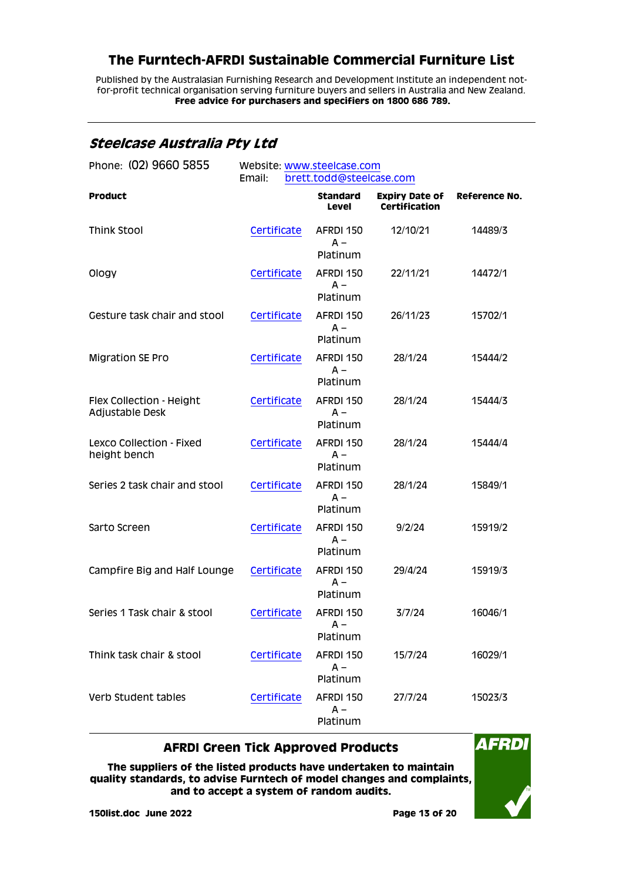# The Furntech-AFRDI Sustainable Commercial Furniture List

Published by the Australasian Furnishing Research and Development Institute an independent not-for-profit technical organisation serving furniture buyers and sellers in Australia and New Zealand.
**Free advice for purchasers and specifiers on 1800 686 789.**

## *Steelcase Australia Pty Ltd*

Phone: (02) 9660 5855
Website: www.steelcase.com
Email: brett.todd@steelcase.com

| Product | | Standard Level | Expiry Date of Certification | Reference No. |
|---|---|---|---|---|
| Think Stool | Certificate | AFRDI 150 A – Platinum | 12/10/21 | 14489/3 |
| Ology | Certificate | AFRDI 150 A – Platinum | 22/11/21 | 14472/1 |
| Gesture task chair and stool | Certificate | AFRDI 150 A – Platinum | 26/11/23 | 15702/1 |
| Migration SE Pro | Certificate | AFRDI 150 A – Platinum | 28/1/24 | 15444/2 |
| Flex Collection - Height Adjustable Desk | Certificate | AFRDI 150 A – Platinum | 28/1/24 | 15444/3 |
| Lexco Collection - Fixed height bench | Certificate | AFRDI 150 A – Platinum | 28/1/24 | 15444/4 |
| Series 2 task chair and stool | Certificate | AFRDI 150 A – Platinum | 28/1/24 | 15849/1 |
| Sarto Screen | Certificate | AFRDI 150 A – Platinum | 9/2/24 | 15919/2 |
| Campfire Big and Half Lounge | Certificate | AFRDI 150 A – Platinum | 29/4/24 | 15919/3 |
| Series 1 Task chair & stool | Certificate | AFRDI 150 A – Platinum | 3/7/24 | 16046/1 |
| Think task chair & stool | Certificate | AFRDI 150 A – Platinum | 15/7/24 | 16029/1 |
| Verb Student tables | Certificate | AFRDI 150 A – Platinum | 27/7/24 | 15023/3 |

**AFRDI Green Tick Approved Products**

**The suppliers of the listed products have undertaken to maintain quality standards, to advise Furntech of model changes and complaints, and to accept a system of random audits.**

**150list.doc June 2022**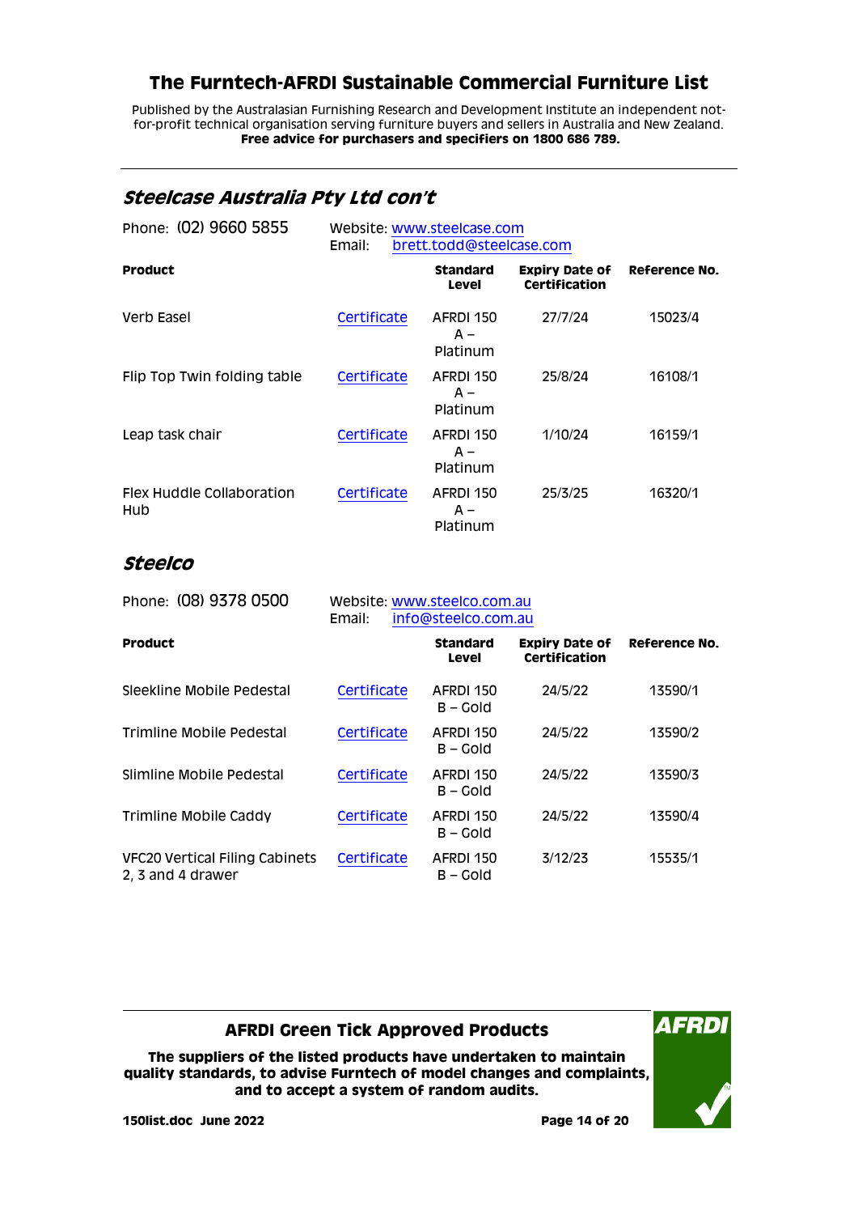# The Furntech-AFRDI Sustainable Commercial Furniture List

Published by the Australasian Furnishing Research and Development Institute an independent not-for-profit technical organisation serving furniture buyers and sellers in Australia and New Zealand.
**Free advice for purchasers and specifiers on 1800 686 789.**

## *Steelcase Australia Pty Ltd con't*

Phone: (02) 9660 5855

Website: www.steelcase.com
Email: brett.todd@steelcase.com

| Product | | Standard Level | Expiry Date of Certification | Reference No. |
|---|---|---|---|---|
| Verb Easel | Certificate | AFRDI 150 A – Platinum | 27/7/24 | 15023/4 |
| Flip Top Twin folding table | Certificate | AFRDI 150 A – Platinum | 25/8/24 | 16108/1 |
| Leap task chair | Certificate | AFRDI 150 A – Platinum | 1/10/24 | 16159/1 |
| Flex Huddle Collaboration Hub | Certificate | AFRDI 150 A – Platinum | 25/3/25 | 16320/1 |

## *Steelco*

Phone: (08) 9378 0500

Website: www.steelco.com.au
Email: info@steelco.com.au

| Product | | Standard Level | Expiry Date of Certification | Reference No. |
|---|---|---|---|---|
| Sleekline Mobile Pedestal | Certificate | AFRDI 150 B – Gold | 24/5/22 | 13590/1 |
| Trimline Mobile Pedestal | Certificate | AFRDI 150 B – Gold | 24/5/22 | 13590/2 |
| Slimline Mobile Pedestal | Certificate | AFRDI 150 B – Gold | 24/5/22 | 13590/3 |
| Trimline Mobile Caddy | Certificate | AFRDI 150 B – Gold | 24/5/22 | 13590/4 |
| VFC20 Vertical Filing Cabinets 2, 3 and 4 drawer | Certificate | AFRDI 150 B – Gold | 3/12/23 | 15535/1 |

**AFRDI Green Tick Approved Products**

**The suppliers of the listed products have undertaken to maintain quality standards, to advise Furntech of model changes and complaints, and to accept a system of random audits.**

**150list.doc June 2022**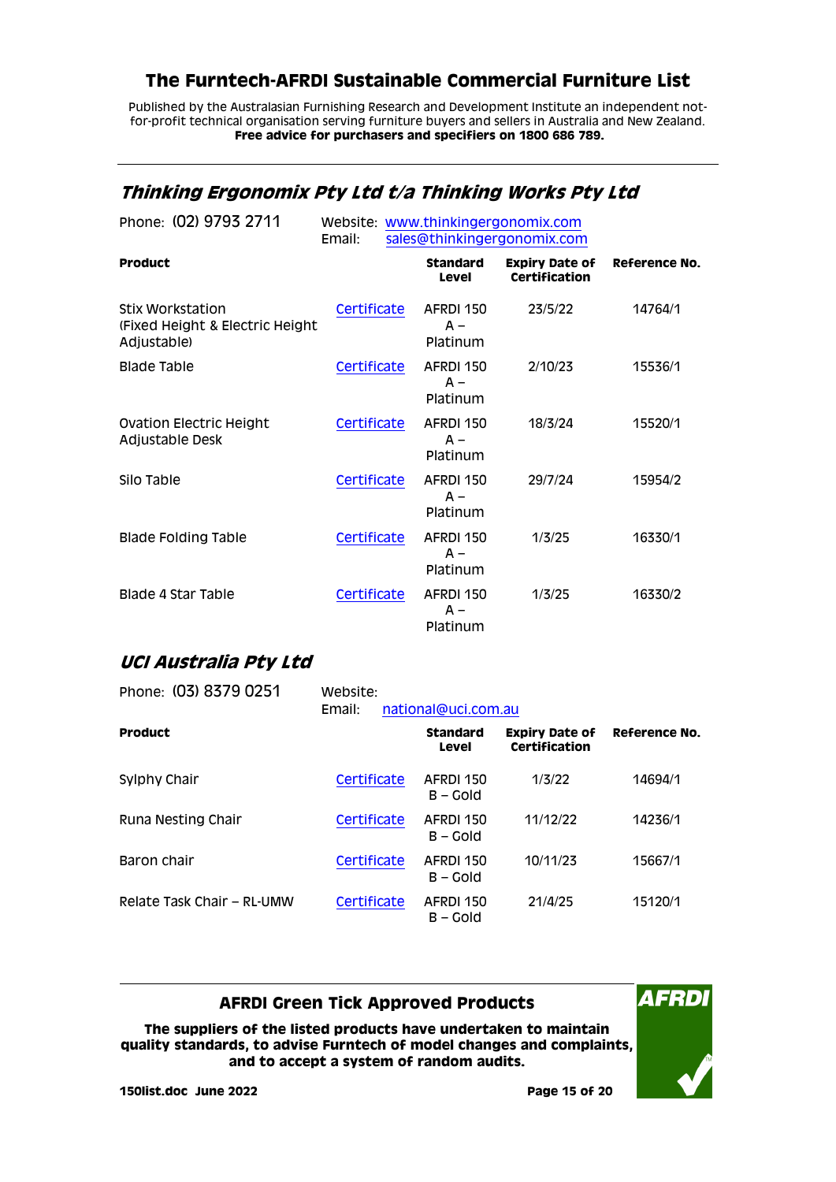# The Furntech-AFRDI Sustainable Commercial Furniture List

Published by the Australasian Furnishing Research and Development Institute an independent not-for-profit technical organisation serving furniture buyers and sellers in Australia and New Zealand.
**Free advice for purchasers and specifiers on 1800 686 789.**

## *Thinking Ergonomix Pty Ltd t/a Thinking Works Pty Ltd*

Phone: (02) 9793 2711
Website: www.thinkingergonomix.com
Email: sales@thinkingergonomix.com

| Product | | Standard Level | Expiry Date of Certification | Reference No. |
|---|---|---|---|---|
| Stix Workstation (Fixed Height & Electric Height Adjustable) | Certificate | AFRDI 150 A – Platinum | 23/5/22 | 14764/1 |
| Blade Table | Certificate | AFRDI 150 A – Platinum | 2/10/23 | 15536/1 |
| Ovation Electric Height Adjustable Desk | Certificate | AFRDI 150 A – Platinum | 18/3/24 | 15520/1 |
| Silo Table | Certificate | AFRDI 150 A – Platinum | 29/7/24 | 15954/2 |
| Blade Folding Table | Certificate | AFRDI 150 A – Platinum | 1/3/25 | 16330/1 |
| Blade 4 Star Table | Certificate | AFRDI 150 A – Platinum | 1/3/25 | 16330/2 |

## *UCI Australia Pty Ltd*

Phone: (03) 8379 0251
Website:
Email: national@uci.com.au

| Product | | Standard Level | Expiry Date of Certification | Reference No. |
|---|---|---|---|---|
| Sylphy Chair | Certificate | AFRDI 150 B – Gold | 1/3/22 | 14694/1 |
| Runa Nesting Chair | Certificate | AFRDI 150 B – Gold | 11/12/22 | 14236/1 |
| Baron chair | Certificate | AFRDI 150 B – Gold | 10/11/23 | 15667/1 |
| Relate Task Chair – RL-UMW | Certificate | AFRDI 150 B – Gold | 21/4/25 | 15120/1 |

**AFRDI Green Tick Approved Products**

**The suppliers of the listed products have undertaken to maintain quality standards, to advise Furntech of model changes and complaints, and to accept a system of random audits.**

**150list.doc June 2022**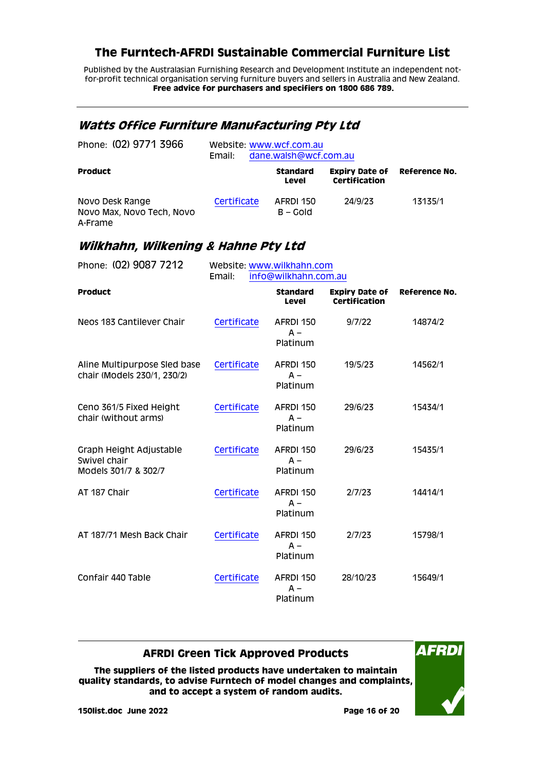# The Furntech-AFRDI Sustainable Commercial Furniture List

Published by the Australasian Furnishing Research and Development Institute an independent not-for-profit technical organisation serving furniture buyers and sellers in Australia and New Zealand.
**Free advice for purchasers and specifiers on 1800 686 789.**

## *Watts Office Furniture Manufacturing Pty Ltd*

Phone: (02) 9771 3966 Website: www.wcf.com.au
Email: dane.walsh@wcf.com.au

| Product | | Standard Level | Expiry Date of Certification | Reference No. |
|---|---|---|---|---|
| Novo Desk Range Novo Max, Novo Tech, Novo A-Frame | Certificate | AFRDI 150 B – Gold | 24/9/23 | 13135/1 |

## *Wilkhahn, Wilkening & Hahne Pty Ltd*

Phone: (02) 9087 7212 Website: www.wilkhahn.com
Email: info@wilkhahn.com.au

| Product | | Standard Level | Expiry Date of Certification | Reference No. |
|---|---|---|---|---|
| Neos 183 Cantilever Chair | Certificate | AFRDI 150 A – Platinum | 9/7/22 | 14874/2 |
| Aline Multipurpose Sled base chair (Models 230/1, 230/2) | Certificate | AFRDI 150 A – Platinum | 19/5/23 | 14562/1 |
| Ceno 361/5 Fixed Height chair (without arms) | Certificate | AFRDI 150 A – Platinum | 29/6/23 | 15434/1 |
| Graph Height Adjustable Swivel chair Models 301/7 & 302/7 | Certificate | AFRDI 150 A – Platinum | 29/6/23 | 15435/1 |
| AT 187 Chair | Certificate | AFRDI 150 A – Platinum | 2/7/23 | 14414/1 |
| AT 187/71 Mesh Back Chair | Certificate | AFRDI 150 A – Platinum | 2/7/23 | 15798/1 |
| Confair 440 Table | Certificate | AFRDI 150 A – Platinum | 28/10/23 | 15649/1 |

**AFRDI Green Tick Approved Products**

**The suppliers of the listed products have undertaken to maintain quality standards, to advise Furntech of model changes and complaints, and to accept a system of random audits.**

**150list.doc June 2022**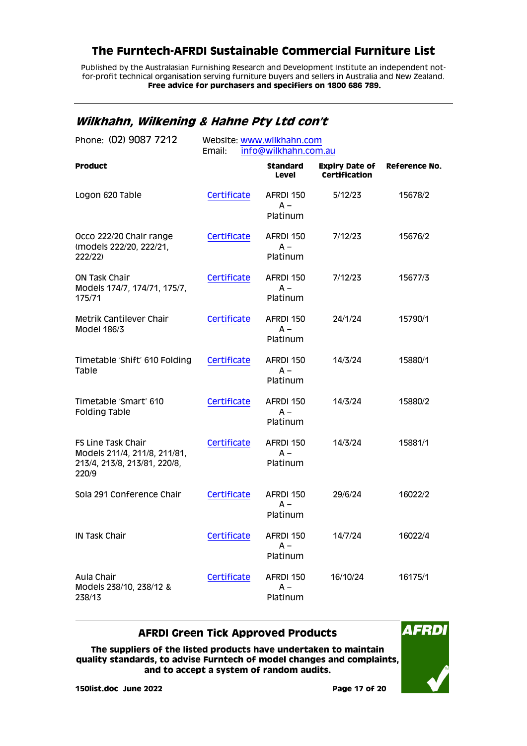# The Furntech-AFRDI Sustainable Commercial Furniture List

Published by the Australasian Furnishing Research and Development Institute an independent not-for-profit technical organisation serving furniture buyers and sellers in Australia and New Zealand.
**Free advice for purchasers and specifiers on 1800 686 789.**

## *Wilkhahn, Wilkening & Hahne Pty Ltd con't*

Phone: (02) 9087 7212 | Website: www.wilkhahn.com
Email: info@wilkhahn.com.au

| Product | | Standard Level | Expiry Date of Certification | Reference No. |
|---|---|---|---|---|
| Logon 620 Table | Certificate | AFRDI 150 A – Platinum | 5/12/23 | 15678/2 |
| Occo 222/20 Chair range (models 222/20, 222/21, 222/22) | Certificate | AFRDI 150 A – Platinum | 7/12/23 | 15676/2 |
| ON Task Chair Models 174/7, 174/71, 175/7, 175/71 | Certificate | AFRDI 150 A – Platinum | 7/12/23 | 15677/3 |
| Metrik Cantilever Chair Model 186/3 | Certificate | AFRDI 150 A – Platinum | 24/1/24 | 15790/1 |
| Timetable 'Shift' 610 Folding Table | Certificate | AFRDI 150 A – Platinum | 14/3/24 | 15880/1 |
| Timetable 'Smart' 610 Folding Table | Certificate | AFRDI 150 A – Platinum | 14/3/24 | 15880/2 |
| FS Line Task Chair Models 211/4, 211/8, 211/81, 213/4, 213/8, 213/81, 220/8, 220/9 | Certificate | AFRDI 150 A – Platinum | 14/3/24 | 15881/1 |
| Sola 291 Conference Chair | Certificate | AFRDI 150 A – Platinum | 29/6/24 | 16022/2 |
| IN Task Chair | Certificate | AFRDI 150 A – Platinum | 14/7/24 | 16022/4 |
| Aula Chair Models 238/10, 238/12 & 238/13 | Certificate | AFRDI 150 A – Platinum | 16/10/24 | 16175/1 |

**AFRDI Green Tick Approved Products**

**The suppliers of the listed products have undertaken to maintain quality standards, to advise Furntech of model changes and complaints, and to accept a system of random audits.**

**150list.doc June 2022**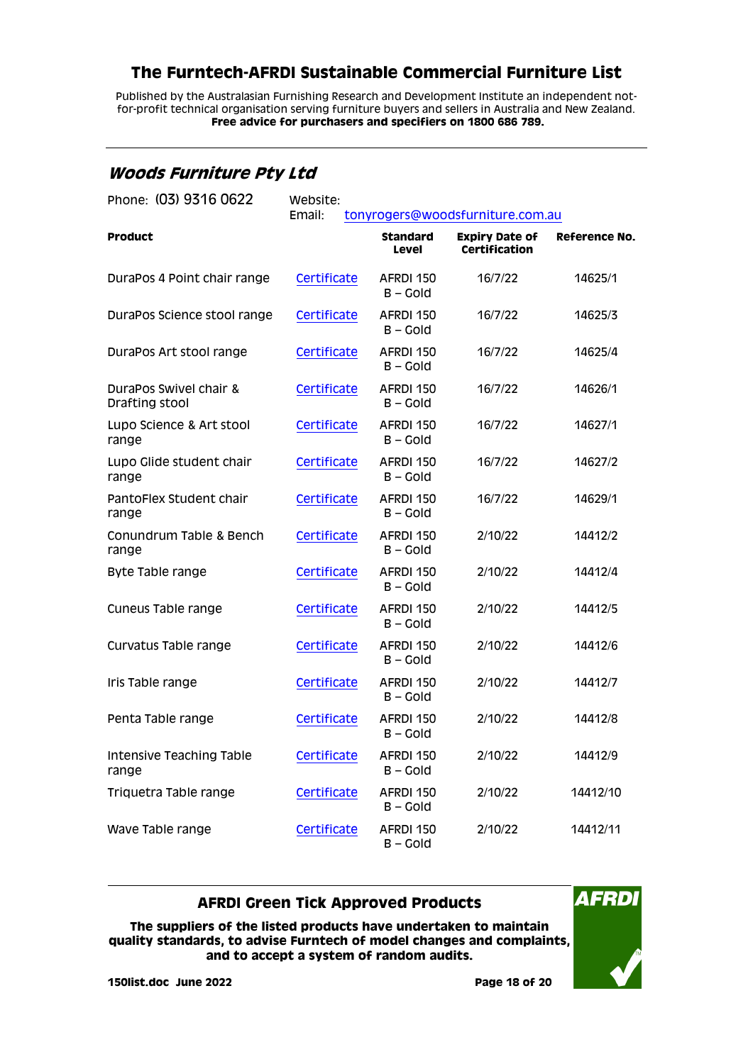# The Furntech-AFRDI Sustainable Commercial Furniture List

Published by the Australasian Furnishing Research and Development Institute an independent not-for-profit technical organisation serving furniture buyers and sellers in Australia and New Zealand.
**Free advice for purchasers and specifiers on 1800 686 789.**

## *Woods Furniture Pty Ltd*

Phone: (03) 9316 0622

Website:
Email: tonyrogers@woodsfurniture.com.au

| Product | | Standard Level | Expiry Date of Certification | Reference No. |
|---|---|---|---|---|
| DuraPos 4 Point chair range | Certificate | AFRDI 150 B – Gold | 16/7/22 | 14625/1 |
| DuraPos Science stool range | Certificate | AFRDI 150 B – Gold | 16/7/22 | 14625/3 |
| DuraPos Art stool range | Certificate | AFRDI 150 B – Gold | 16/7/22 | 14625/4 |
| DuraPos Swivel chair & Drafting stool | Certificate | AFRDI 150 B – Gold | 16/7/22 | 14626/1 |
| Lupo Science & Art stool range | Certificate | AFRDI 150 B – Gold | 16/7/22 | 14627/1 |
| Lupo Glide student chair range | Certificate | AFRDI 150 B – Gold | 16/7/22 | 14627/2 |
| PantoFlex Student chair range | Certificate | AFRDI 150 B – Gold | 16/7/22 | 14629/1 |
| Conundrum Table & Bench range | Certificate | AFRDI 150 B – Gold | 2/10/22 | 14412/2 |
| Byte Table range | Certificate | AFRDI 150 B – Gold | 2/10/22 | 14412/4 |
| Cuneus Table range | Certificate | AFRDI 150 B – Gold | 2/10/22 | 14412/5 |
| Curvatus Table range | Certificate | AFRDI 150 B – Gold | 2/10/22 | 14412/6 |
| Iris Table range | Certificate | AFRDI 150 B – Gold | 2/10/22 | 14412/7 |
| Penta Table range | Certificate | AFRDI 150 B – Gold | 2/10/22 | 14412/8 |
| Intensive Teaching Table range | Certificate | AFRDI 150 B – Gold | 2/10/22 | 14412/9 |
| Triquetra Table range | Certificate | AFRDI 150 B – Gold | 2/10/22 | 14412/10 |
| Wave Table range | Certificate | AFRDI 150 B – Gold | 2/10/22 | 14412/11 |

**AFRDI Green Tick Approved Products**

**The suppliers of the listed products have undertaken to maintain quality standards, to advise Furntech of model changes and complaints, and to accept a system of random audits.**

**150list.doc June 2022**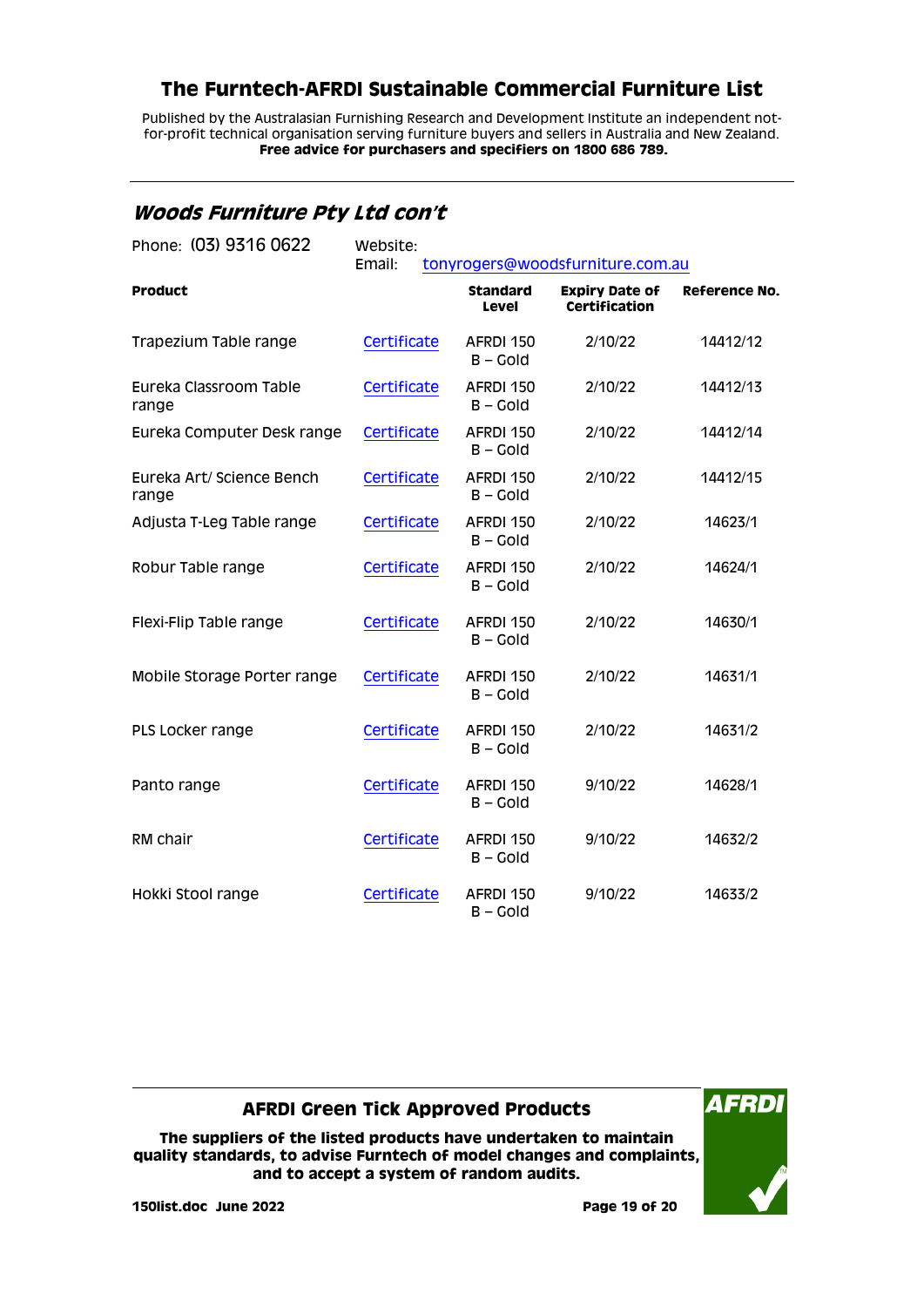## Woods Furniture Pty Ltd con't

Phone: (03) 9316 0622

Website:

Email: tonyrogers@woodsfurniture.com.au

| Product | | Standard Level | Expiry Date of Certification | Reference No. |
|---|---|---|---|---|
| Trapezium Table range | Certificate | AFRDI 150 B – Gold | 2/10/22 | 14412/12 |
| Eureka Classroom Table range | Certificate | AFRDI 150 B – Gold | 2/10/22 | 14412/13 |
| Eureka Computer Desk range | Certificate | AFRDI 150 B – Gold | 2/10/22 | 14412/14 |
| Eureka Art/ Science Bench range | Certificate | AFRDI 150 B – Gold | 2/10/22 | 14412/15 |
| Adjusta T-Leg Table range | Certificate | AFRDI 150 B – Gold | 2/10/22 | 14623/1 |
| Robur Table range | Certificate | AFRDI 150 B – Gold | 2/10/22 | 14624/1 |
| Flexi-Flip Table range | Certificate | AFRDI 150 B – Gold | 2/10/22 | 14630/1 |
| Mobile Storage Porter range | Certificate | AFRDI 150 B – Gold | 2/10/22 | 14631/1 |
| PLS Locker range | Certificate | AFRDI 150 B – Gold | 2/10/22 | 14631/2 |
| Panto range | Certificate | AFRDI 150 B – Gold | 9/10/22 | 14628/1 |
| RM chair | Certificate | AFRDI 150 B – Gold | 9/10/22 | 14632/2 |
| Hokki Stool range | Certificate | AFRDI 150 B – Gold | 9/10/22 | 14633/2 |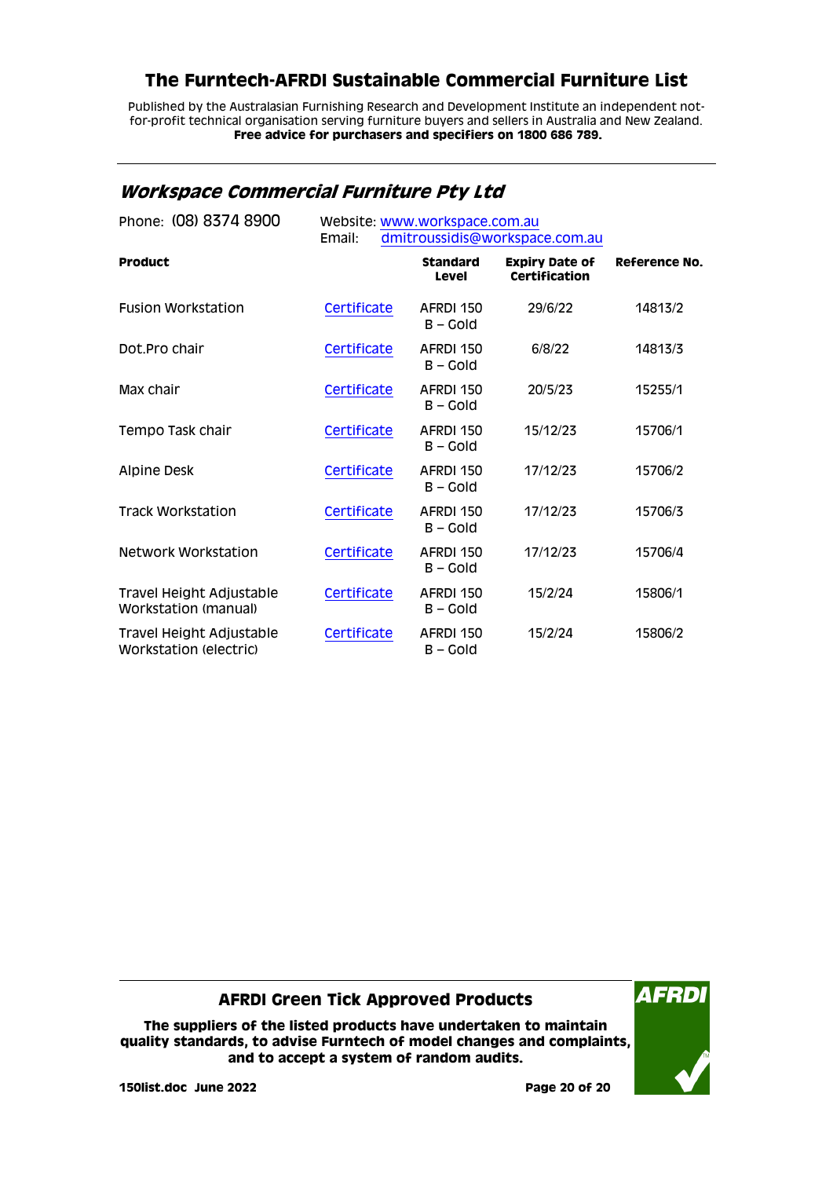# The Furntech-AFRDI Sustainable Commercial Furniture List

Published by the Australasian Furnishing Research and Development Institute an independent not-for-profit technical organisation serving furniture buyers and sellers in Australia and New Zealand.
**Free advice for purchasers and specifiers on 1800 686 789.**

## *Workspace Commercial Furniture Pty Ltd*

Phone: (08) 8374 8900

Website: www.workspace.com.au
Email: dmitroussidis@workspace.com.au

| Product | | Standard Level | Expiry Date of Certification | Reference No. |
|---|---|---|---|---|
| Fusion Workstation | Certificate | AFRDI 150 B – Gold | 29/6/22 | 14813/2 |
| Dot.Pro chair | Certificate | AFRDI 150 B – Gold | 6/8/22 | 14813/3 |
| Max chair | Certificate | AFRDI 150 B – Gold | 20/5/23 | 15255/1 |
| Tempo Task chair | Certificate | AFRDI 150 B – Gold | 15/12/23 | 15706/1 |
| Alpine Desk | Certificate | AFRDI 150 B – Gold | 17/12/23 | 15706/2 |
| Track Workstation | Certificate | AFRDI 150 B – Gold | 17/12/23 | 15706/3 |
| Network Workstation | Certificate | AFRDI 150 B – Gold | 17/12/23 | 15706/4 |
| Travel Height Adjustable Workstation (manual) | Certificate | AFRDI 150 B – Gold | 15/2/24 | 15806/1 |
| Travel Height Adjustable Workstation (electric) | Certificate | AFRDI 150 B – Gold | 15/2/24 | 15806/2 |

**AFRDI Green Tick Approved Products**

**The suppliers of the listed products have undertaken to maintain quality standards, to advise Furntech of model changes and complaints, and to accept a system of random audits.**

**150list.doc June 2022**